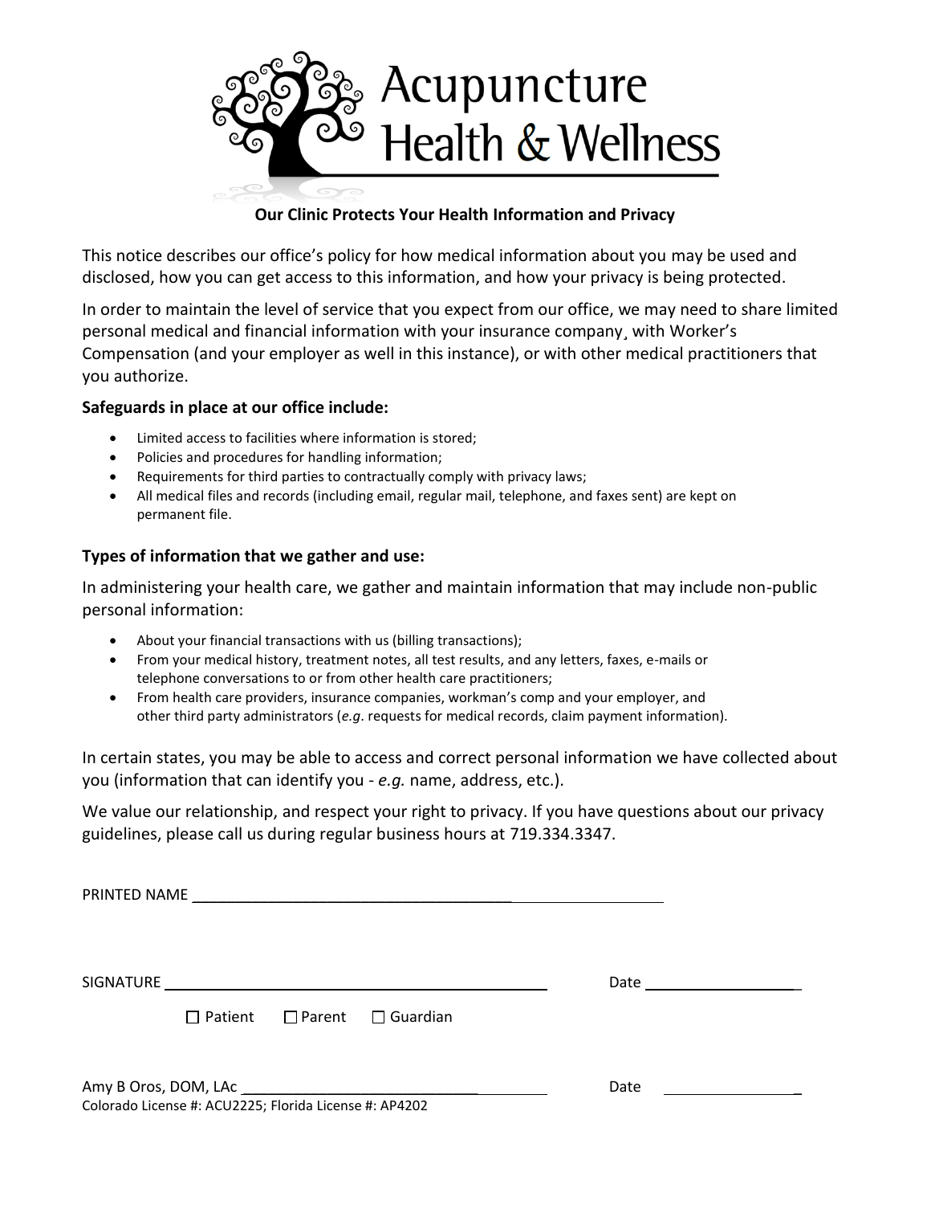# Acupuncture Health & Wellness

### Our Clinic Protects Your Health Information and Privacy

This notice describes our office's policy for how medical information about you may be used and disclosed, how you can get access to this information, and how your privacy is being protected.

In order to maintain the level of service that you expect from our office, we may need to share limited personal medical and financial information with your insurance company¸ with Worker's Compensation (and your employer as well in this instance), or with other medical practitioners that you authorize.

**Safeguards in place at our office include:**

- Limited access to facilities where information is stored;
- Policies and procedures for handling information;
- Requirements for third parties to contractually comply with privacy laws;
- All medical files and records (including email, regular mail, telephone, and faxes sent) are kept on permanent file.

**Types of information that we gather and use:**

In administering your health care, we gather and maintain information that may include non-public personal information:

- About your financial transactions with us (billing transactions);
- From your medical history, treatment notes, all test results, and any letters, faxes, e-mails or telephone conversations to or from other health care practitioners;
- From health care providers, insurance companies, workman's comp and your employer, and other third party administrators (*e.g*. requests for medical records, claim payment information).

In certain states, you may be able to access and correct personal information we have collected about you (information that can identify you - *e.g.* name, address, etc.).

We value our relationship, and respect your right to privacy. If you have questions about our privacy guidelines, please call us during regular business hours at 719.334.3347.

PRINTED NAME ________________________________________

SIGNATURE ________________________________________ Date ____________________

☐ Patient ☐ Parent ☐ Guardian

Amy B Oros, DOM, LAc ______________________________ Date ____________________

Colorado License #: ACU2225; Florida License #: AP4202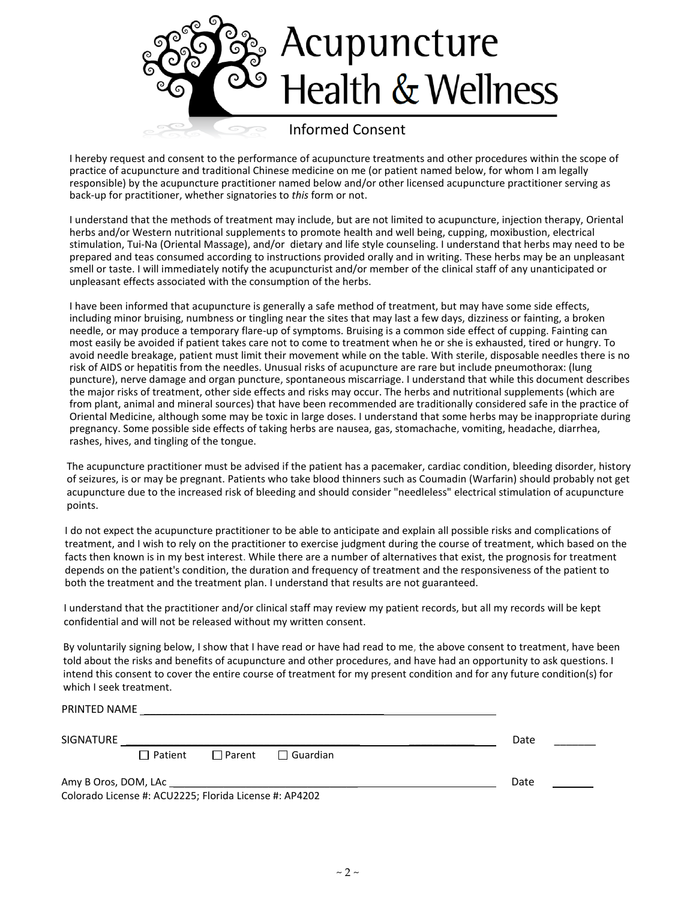# Acupuncture Health & Wellness

## Informed Consent

I hereby request and consent to the performance of acupuncture treatments and other procedures within the scope of practice of acupuncture and traditional Chinese medicine on me (or patient named below, for whom I am legally responsible) by the acupuncture practitioner named below and/or other licensed acupuncture practitioner serving as back-up for practitioner, whether signatories to *this* form or not.

I understand that the methods of treatment may include, but are not limited to acupuncture, injection therapy, Oriental herbs and/or Western nutritional supplements to promote health and well being, cupping, moxibustion, electrical stimulation, Tui-Na (Oriental Massage), and/or dietary and life style counseling. I understand that herbs may need to be prepared and teas consumed according to instructions provided orally and in writing. These herbs may be an unpleasant smell or taste. I will immediately notify the acupuncturist and/or member of the clinical staff of any unanticipated or unpleasant effects associated with the consumption of the herbs.

I have been informed that acupuncture is generally a safe method of treatment, but may have some side effects, including minor bruising, numbness or tingling near the sites that may last a few days, dizziness or fainting, a broken needle, or may produce a temporary flare-up of symptoms. Bruising is a common side effect of cupping. Fainting can most easily be avoided if patient takes care not to come to treatment when he or she is exhausted, tired or hungry. To avoid needle breakage, patient must limit their movement while on the table. With sterile, disposable needles there is no risk of AIDS or hepatitis from the needles. Unusual risks of acupuncture are rare but include pneumothorax: (lung puncture), nerve damage and organ puncture, spontaneous miscarriage. I understand that while this document describes the major risks of treatment, other side effects and risks may occur. The herbs and nutritional supplements (which are from plant, animal and mineral sources) that have been recommended are traditionally considered safe in the practice of Oriental Medicine, although some may be toxic in large doses. I understand that some herbs may be inappropriate during pregnancy. Some possible side effects of taking herbs are nausea, gas, stomachache, vomiting, headache, diarrhea, rashes, hives, and tingling of the tongue.

The acupuncture practitioner must be advised if the patient has a pacemaker, cardiac condition, bleeding disorder, history of seizures, is or may be pregnant. Patients who take blood thinners such as Coumadin (Warfarin) should probably not get acupuncture due to the increased risk of bleeding and should consider "needleless" electrical stimulation of acupuncture points.

I do not expect the acupuncture practitioner to be able to anticipate and explain all possible risks and complications of treatment, and I wish to rely on the practitioner to exercise judgment during the course of treatment, which based on the facts then known is in my best interest. While there are a number of alternatives that exist, the prognosis for treatment depends on the patient's condition, the duration and frequency of treatment and the responsiveness of the patient to both the treatment and the treatment plan. I understand that results are not guaranteed.

I understand that the practitioner and/or clinical staff may review my patient records, but all my records will be kept confidential and will not be released without my written consent.

By voluntarily signing below, I show that I have read or have had read to me, the above consent to treatment, have been told about the risks and benefits of acupuncture and other procedures, and have had an opportunity to ask questions. I intend this consent to cover the entire course of treatment for my present condition and for any future condition(s) for which I seek treatment.

PRINTED NAME ________________________________________________

SIGNATURE ________________________________________________ Date _______

☐ Patient ☐ Parent ☐ Guardian

Amy B Oros, DOM, LAc ________________________________________________ Date _______

Colorado License #: ACU2225; Florida License #: AP4202